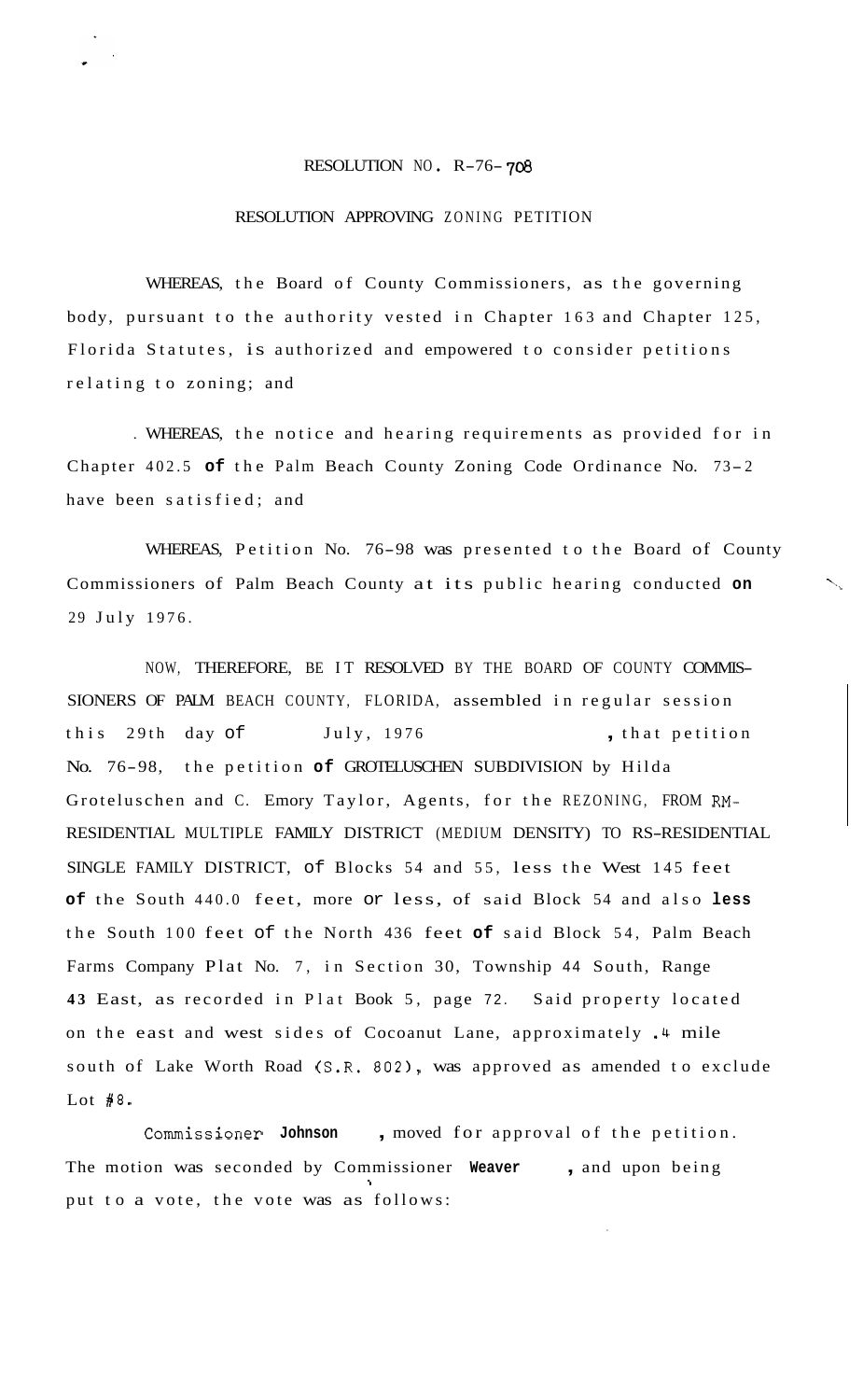# RESOLUTION NO. R-76-708

## RESOLUTION APPROVING ZONING PETITION

WHEREAS, the Board of County Commissioners, as the governing body, pursuant to the authority vested in Chapter 163 and Chapter 125, Florida Statutes, is authorized and empowered to consider petitions relating to zoning; and

WHEREAS, the notice and hearing requirements as provided for in Chapter 402.5 of the Palm Beach County Zoning Code Ordinance No. 73-2 have been satisfied; and

WHEREAS, Petition No. 76-98 was presented to the Board of County Commissioners of Palm Beach County at its public hearing conducted on 29 July 1976.

NOW, THEREFORE, BE IT RESOLVED BY THE BOARD OF COUNTY COMMISSIONERS OF PALM BEACH COUNTY, FLORIDA, assembled in regular session this 29th day of July, 1976, that petition No. 76-98, the petition of GROTELUSCHEN SUBDIVISION by Hilda Groteluschen and C. Emory Taylor, Agents, for the REZONING, FROM RM-RESIDENTIAL MULTIPLE FAMILY DISTRICT (MEDIUM DENSITY) TO RS-RESIDENTIAL SINGLE FAMILY DISTRICT, of Blocks 54 and 55, less the West 145 feet of the South 440.0 feet, more or less, of said Block 54 and also less the South 100 feet of the North 436 feet of said Block 54, Palm Beach Farms Company Plat No. 7, in Section 30, Township 44 South, Range 43 East, as recorded in Plat Book 5, page 72. Said property located on the east and west sides of Cocoanut Lane, approximately .4 mile south of Lake Worth Road (S.R. 802), was approved as amended to exclude Lot #8.

Commissioner **Johnson**, moved for approval of the petition. The motion was seconded by Commissioner **Weaver**, and upon being put to a vote, the vote was as follows: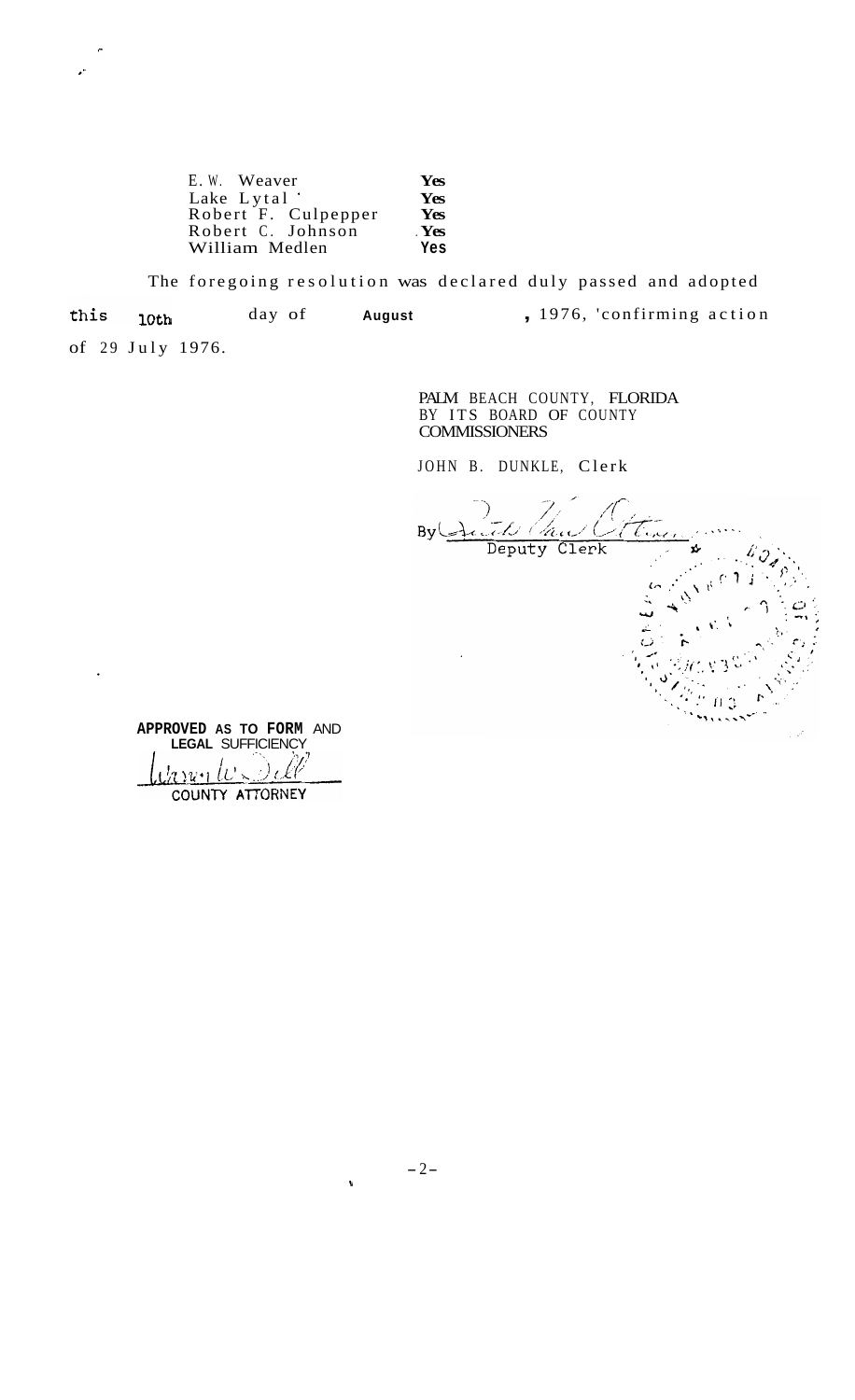| | |
|---|---|
| E. W. Weaver | Yes |
| Lake Lytal | Yes |
| Robert F. Culpepper | Yes |
| Robert C. Johnson | Yes |
| William Medlen | Yes |

The foregoing resolution was declared duly passed and adopted this 10th day of August, 1976, 'confirming action of 29 July 1976.

PALM BEACH COUNTY, FLORIDA
BY ITS BOARD OF COUNTY
COMMISSIONERS

JOHN B. DUNKLE, Clerk

By ______________________
Deputy Clerk

**APPROVED AS TO FORM AND LEGAL SUFFICIENCY**

______________________
COUNTY ATTORNEY